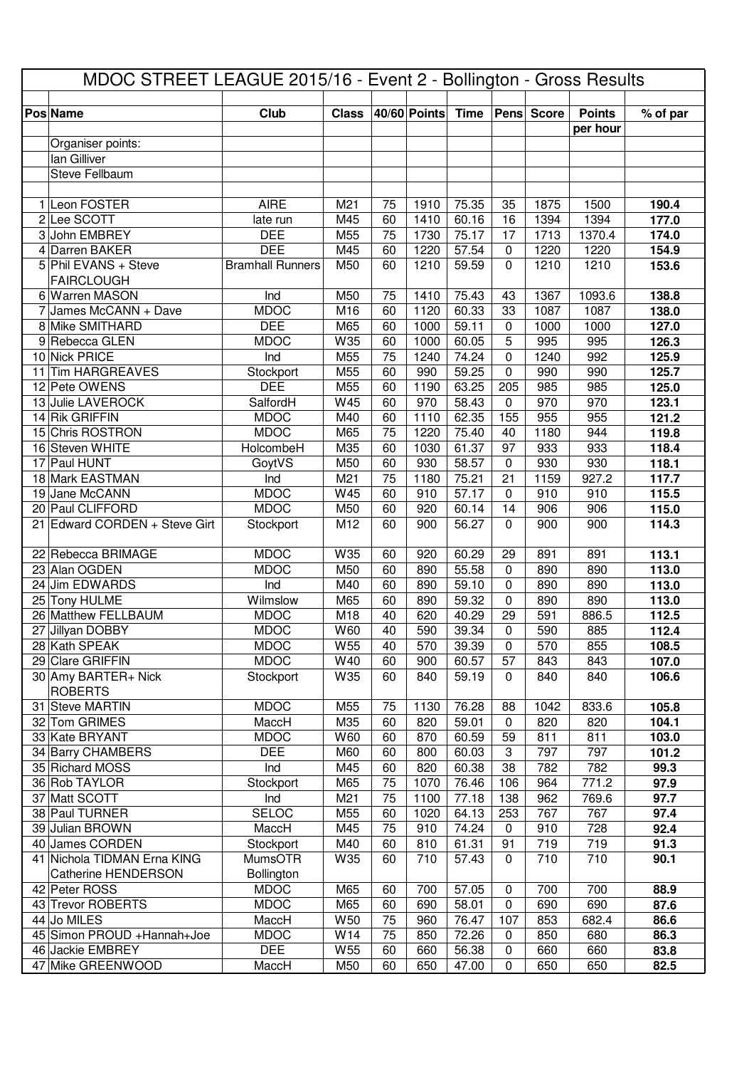# MDOC STREET LEAGUE 2015/16 - Event 2 - Bollington - Gross Results

| Pos | Name | Club | Class | 40/60 | Points | Time | Pens | Score | Points per hour | % of par |
|---|---|---|---|---|---|---|---|---|---|---|
| | Organiser points: | | | | | | | | | |
| | Ian Gilliver | | | | | | | | | |
| | Steve Fellbaum | | | | | | | | | |
| 1 | Leon FOSTER | AIRE | M21 | 75 | 1910 | 75.35 | 35 | 1875 | 1500 | **190.4** |
| 2 | Lee SCOTT | late run | M45 | 60 | 1410 | 60.16 | 16 | 1394 | 1394 | **177.0** |
| 3 | John EMBREY | DEE | M55 | 75 | 1730 | 75.17 | 17 | 1713 | 1370.4 | **174.0** |
| 4 | Darren BAKER | DEE | M45 | 60 | 1220 | 57.54 | 0 | 1220 | 1220 | **154.9** |
| 5 | Phil EVANS + Steve FAIRCLOUGH | Bramhall Runners | M50 | 60 | 1210 | 59.59 | 0 | 1210 | 1210 | **153.6** |
| 6 | Warren MASON | Ind | M50 | 75 | 1410 | 75.43 | 43 | 1367 | 1093.6 | **138.8** |
| 7 | James McCANN + Dave | MDOC | M16 | 60 | 1120 | 60.33 | 33 | 1087 | 1087 | **138.0** |
| 8 | Mike SMITHARD | DEE | M65 | 60 | 1000 | 59.11 | 0 | 1000 | 1000 | **127.0** |
| 9 | Rebecca GLEN | MDOC | W35 | 60 | 1000 | 60.05 | 5 | 995 | 995 | **126.3** |
| 10 | Nick PRICE | Ind | M55 | 75 | 1240 | 74.24 | 0 | 1240 | 992 | **125.9** |
| 11 | Tim HARGREAVES | Stockport | M55 | 60 | 990 | 59.25 | 0 | 990 | 990 | **125.7** |
| 12 | Pete OWENS | DEE | M55 | 60 | 1190 | 63.25 | 205 | 985 | 985 | **125.0** |
| 13 | Julie LAVEROCK | SalfordH | W45 | 60 | 970 | 58.43 | 0 | 970 | 970 | **123.1** |
| 14 | Rik GRIFFIN | MDOC | M40 | 60 | 1110 | 62.35 | 155 | 955 | 955 | **121.2** |
| 15 | Chris ROSTRON | MDOC | M65 | 75 | 1220 | 75.40 | 40 | 1180 | 944 | **119.8** |
| 16 | Steven WHITE | HolcombeH | M35 | 60 | 1030 | 61.37 | 97 | 933 | 933 | **118.4** |
| 17 | Paul HUNT | GoytVS | M50 | 60 | 930 | 58.57 | 0 | 930 | 930 | **118.1** |
| 18 | Mark EASTMAN | Ind | M21 | 75 | 1180 | 75.21 | 21 | 1159 | 927.2 | **117.7** |
| 19 | Jane McCANN | MDOC | W45 | 60 | 910 | 57.17 | 0 | 910 | 910 | **115.5** |
| 20 | Paul CLIFFORD | MDOC | M50 | 60 | 920 | 60.14 | 14 | 906 | 906 | **115.0** |
| 21 | Edward CORDEN + Steve Girt | Stockport | M12 | 60 | 900 | 56.27 | 0 | 900 | 900 | **114.3** |
| 22 | Rebecca BRIMAGE | MDOC | W35 | 60 | 920 | 60.29 | 29 | 891 | 891 | **113.1** |
| 23 | Alan OGDEN | MDOC | M50 | 60 | 890 | 55.58 | 0 | 890 | 890 | **113.0** |
| 24 | Jim EDWARDS | Ind | M40 | 60 | 890 | 59.10 | 0 | 890 | 890 | **113.0** |
| 25 | Tony HULME | Wilmslow | M65 | 60 | 890 | 59.32 | 0 | 890 | 890 | **113.0** |
| 26 | Matthew FELLBAUM | MDOC | M18 | 40 | 620 | 40.29 | 29 | 591 | 886.5 | **112.5** |
| 27 | Jillyan DOBBY | MDOC | W60 | 40 | 590 | 39.34 | 0 | 590 | 885 | **112.4** |
| 28 | Kath SPEAK | MDOC | W55 | 40 | 570 | 39.39 | 0 | 570 | 855 | **108.5** |
| 29 | Clare GRIFFIN | MDOC | W40 | 60 | 900 | 60.57 | 57 | 843 | 843 | **107.0** |
| 30 | Amy BARTER+ Nick ROBERTS | Stockport | W35 | 60 | 840 | 59.19 | 0 | 840 | 840 | **106.6** |
| 31 | Steve MARTIN | MDOC | M55 | 75 | 1130 | 76.28 | 88 | 1042 | 833.6 | **105.8** |
| 32 | Tom GRIMES | MaccH | M35 | 60 | 820 | 59.01 | 0 | 820 | 820 | **104.1** |
| 33 | Kate BRYANT | MDOC | W60 | 60 | 870 | 60.59 | 59 | 811 | 811 | **103.0** |
| 34 | Barry CHAMBERS | DEE | M60 | 60 | 800 | 60.03 | 3 | 797 | 797 | **101.2** |
| 35 | Richard MOSS | Ind | M45 | 60 | 820 | 60.38 | 38 | 782 | 782 | **99.3** |
| 36 | Rob TAYLOR | Stockport | M65 | 75 | 1070 | 76.46 | 106 | 964 | 771.2 | **97.9** |
| 37 | Matt SCOTT | Ind | M21 | 75 | 1100 | 77.18 | 138 | 962 | 769.6 | **97.7** |
| 38 | Paul TURNER | SELOC | M55 | 60 | 1020 | 64.13 | 253 | 767 | 767 | **97.4** |
| 39 | Julian BROWN | MaccH | M45 | 75 | 910 | 74.24 | 0 | 910 | 728 | **92.4** |
| 40 | James CORDEN | Stockport | M40 | 60 | 810 | 61.31 | 91 | 719 | 719 | **91.3** |
| 41 | Nichola TIDMAN Erna KING Catherine HENDERSON | MumsOTR Bollington | W35 | 60 | 710 | 57.43 | 0 | 710 | 710 | **90.1** |
| 42 | Peter ROSS | MDOC | M65 | 60 | 700 | 57.05 | 0 | 700 | 700 | **88.9** |
| 43 | Trevor ROBERTS | MDOC | M65 | 60 | 690 | 58.01 | 0 | 690 | 690 | **87.6** |
| 44 | Jo MILES | MaccH | W50 | 75 | 960 | 76.47 | 107 | 853 | 682.4 | **86.6** |
| 45 | Simon PROUD +Hannah+Joe | MDOC | W14 | 75 | 850 | 72.26 | 0 | 850 | 680 | **86.3** |
| 46 | Jackie EMBREY | DEE | W55 | 60 | 660 | 56.38 | 0 | 660 | 660 | **83.8** |
| 47 | Mike GREENWOOD | MaccH | M50 | 60 | 650 | 47.00 | 0 | 650 | 650 | **82.5** |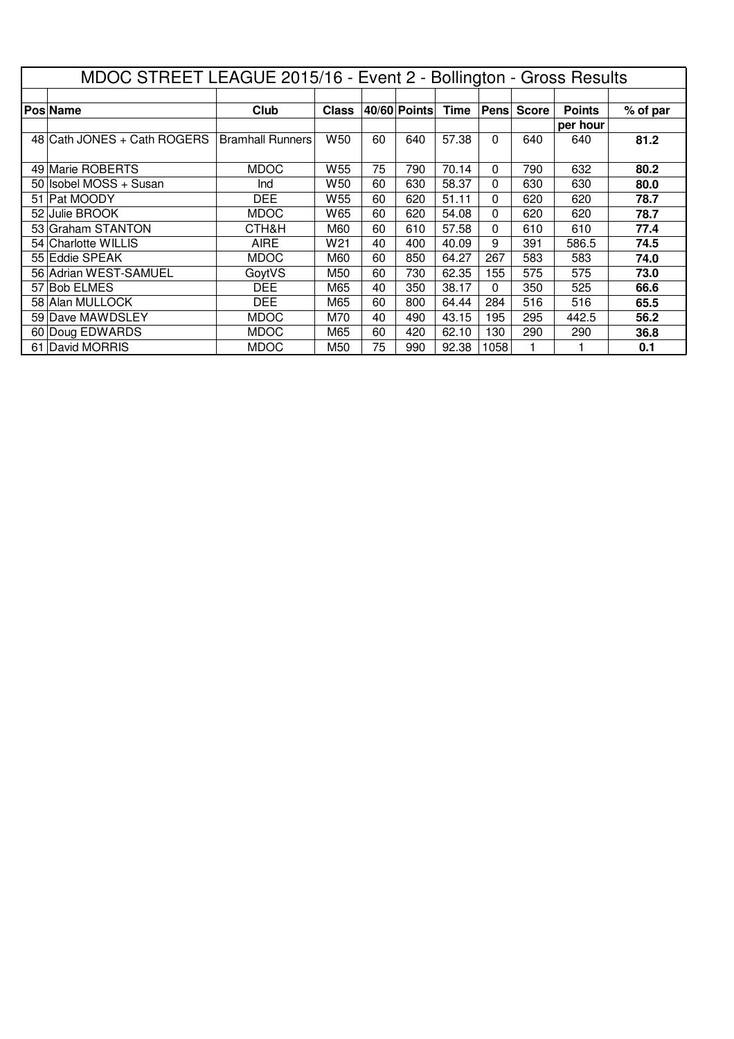# MDOC STREET LEAGUE 2015/16 - Event 2 - Bollington - Gross Results

| Pos | Name | Club | Class | 40/60 | Points | Time | Pens | Score | Points per hour | % of par |
|---|---|---|---|---|---|---|---|---|---|---|
| 48 | Cath JONES + Cath ROGERS | Bramhall Runners | W50 | 60 | 640 | 57.38 | 0 | 640 | 640 | **81.2** |
| 49 | Marie ROBERTS | MDOC | W55 | 75 | 790 | 70.14 | 0 | 790 | 632 | **80.2** |
| 50 | Isobel MOSS + Susan | Ind | W50 | 60 | 630 | 58.37 | 0 | 630 | 630 | **80.0** |
| 51 | Pat MOODY | DEE | W55 | 60 | 620 | 51.11 | 0 | 620 | 620 | **78.7** |
| 52 | Julie BROOK | MDOC | W65 | 60 | 620 | 54.08 | 0 | 620 | 620 | **78.7** |
| 53 | Graham STANTON | CTH&H | M60 | 60 | 610 | 57.58 | 0 | 610 | 610 | **77.4** |
| 54 | Charlotte WILLIS | AIRE | W21 | 40 | 400 | 40.09 | 9 | 391 | 586.5 | **74.5** |
| 55 | Eddie SPEAK | MDOC | M60 | 60 | 850 | 64.27 | 267 | 583 | 583 | **74.0** |
| 56 | Adrian WEST-SAMUEL | GoytVS | M50 | 60 | 730 | 62.35 | 155 | 575 | 575 | **73.0** |
| 57 | Bob ELMES | DEE | M65 | 40 | 350 | 38.17 | 0 | 350 | 525 | **66.6** |
| 58 | Alan MULLOCK | DEE | M65 | 60 | 800 | 64.44 | 284 | 516 | 516 | **65.5** |
| 59 | Dave MAWDSLEY | MDOC | M70 | 40 | 490 | 43.15 | 195 | 295 | 442.5 | **56.2** |
| 60 | Doug EDWARDS | MDOC | M65 | 60 | 420 | 62.10 | 130 | 290 | 290 | **36.8** |
| 61 | David MORRIS | MDOC | M50 | 75 | 990 | 92.38 | 1058 | 1 | 1 | **0.1** |